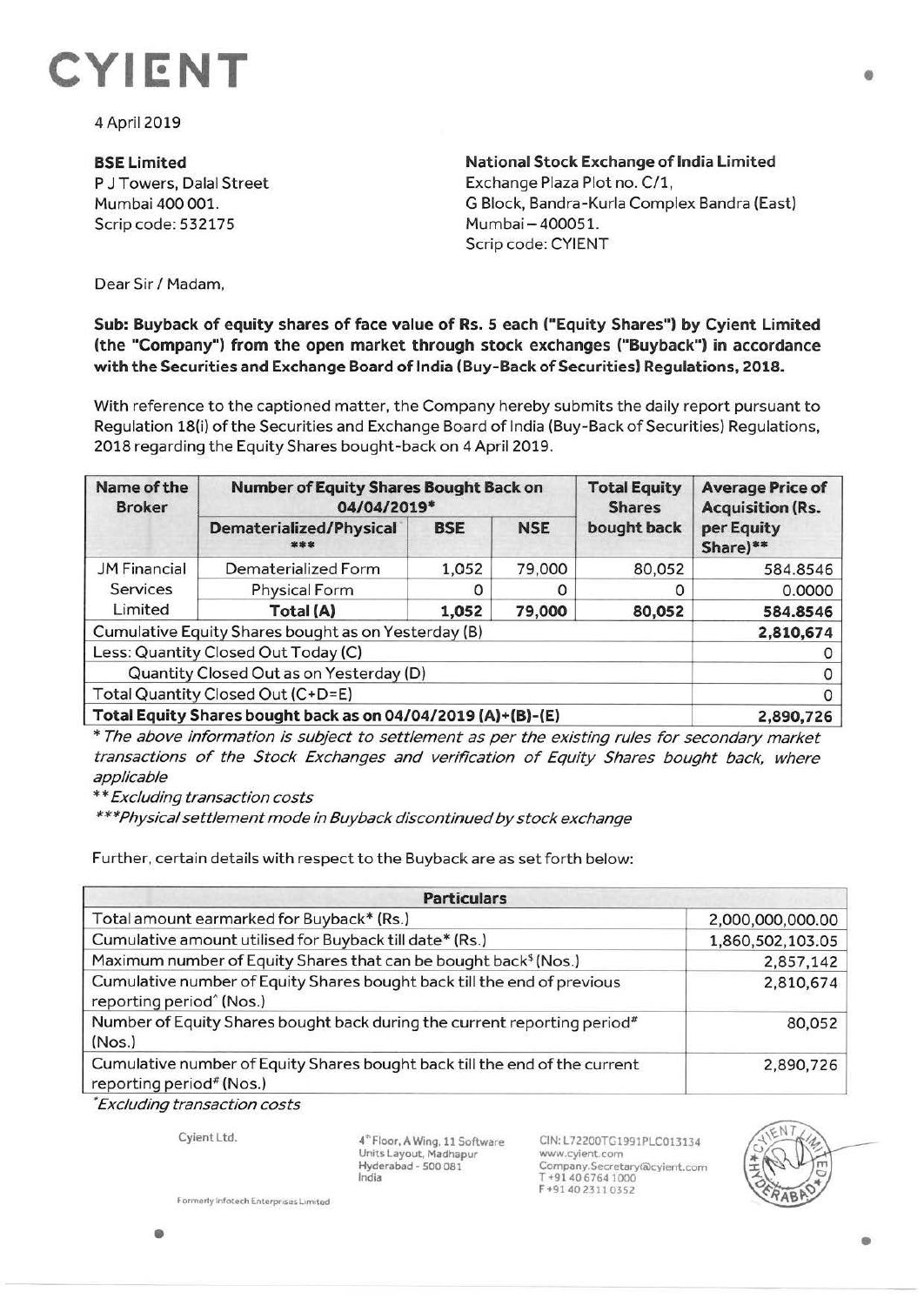# CYIENT

4 April 2019

**BSE Limited**
P J Towers, Dalal Street
Mumbai 400 001.
Scrip code: 532175

**National Stock Exchange of India Limited**
Exchange Plaza Plot no. C/1,
G Block, Bandra-Kurla Complex Bandra (East)
Mumbai – 400051.
Scrip code: CYIENT

Dear Sir / Madam,

**Sub: Buyback of equity shares of face value of Rs. 5 each ("Equity Shares") by Cyient Limited (the "Company") from the open market through stock exchanges ("Buyback") in accordance with the Securities and Exchange Board of India (Buy-Back of Securities) Regulations, 2018.**

With reference to the captioned matter, the Company hereby submits the daily report pursuant to Regulation 18(i) of the Securities and Exchange Board of India (Buy-Back of Securities) Regulations, 2018 regarding the Equity Shares bought-back on 4 April 2019.

| Name of the Broker | Number of Equity Shares Bought Back on 04/04/2019* | | | Total Equity Shares bought back | Average Price of Acquisition (Rs. per Equity Share)** |
|---|---|---|---|---|---|
| | Dematerialized/Physical *** | BSE | NSE | | |
| JM Financial Services Limited | Dematerialized Form | 1,052 | 79,000 | 80,052 | 584.8546 |
| | Physical Form | 0 | 0 | 0 | 0.0000 |
| | **Total (A)** | **1,052** | **79,000** | **80,052** | **584.8546** |
| Cumulative Equity Shares bought as on Yesterday (B) | | | | | **2,810,674** |
| Less: Quantity Closed Out Today (C) | | | | | 0 |
| Quantity Closed Out as on Yesterday (D) | | | | | 0 |
| Total Quantity Closed Out (C+D=E) | | | | | 0 |
| **Total Equity Shares bought back as on 04/04/2019 (A)+(B)-(E)** | | | | | **2,890,726** |

*\* The above information is subject to settlement as per the existing rules for secondary market transactions of the Stock Exchanges and verification of Equity Shares bought back, where applicable*

*\*\* Excluding transaction costs*

*\*\*\*Physical settlement mode in Buyback discontinued by stock exchange*

Further, certain details with respect to the Buyback are as set forth below:

| Particulars | |
|---|---|
| Total amount earmarked for Buyback* (Rs.) | 2,000,000,000.00 |
| Cumulative amount utilised for Buyback till date* (Rs.) | 1,860,502,103.05 |
| Maximum number of Equity Shares that can be bought back$ (Nos.) | 2,857,142 |
| Cumulative number of Equity Shares bought back till the end of previous reporting period^ (Nos.) | 2,810,674 |
| Number of Equity Shares bought back during the current reporting period# (Nos.) | 80,052 |
| Cumulative number of Equity Shares bought back till the end of the current reporting period# (Nos.) | 2,890,726 |

*\*Excluding transaction costs*

Cyient Ltd.
Formerly Infotech Enterprises Limited

4th Floor, A Wing, 11 Software Units Layout, Madhapur
Hyderabad - 500 081
India

CIN: L72200TG1991PLC013134
www.cyient.com
Company.Secretary@cyient.com
T +91 40 6764 1000
F +91 40 2311 0352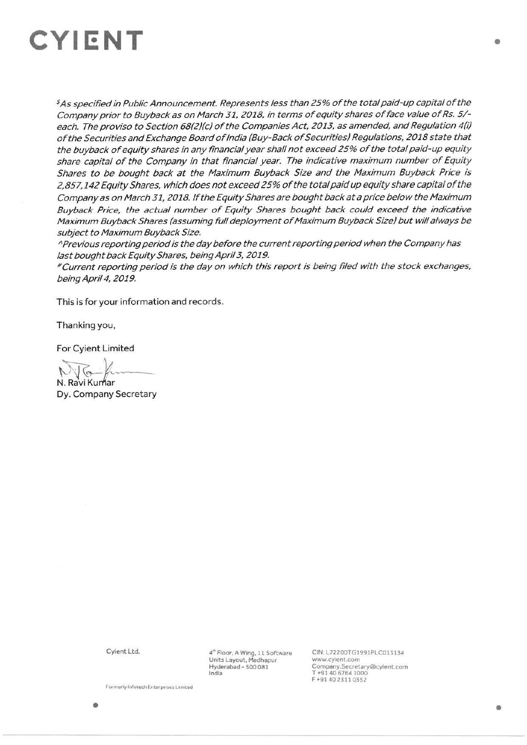# CYIENT

*$As specified in Public Announcement. Represents less than 25% of the total paid-up capital of the Company prior to Buyback as on March 31, 2018, in terms of equity shares of face value of Rs. 5/- each. The proviso to Section 68(2)(c) of the Companies Act, 2013, as amended, and Regulation 4(i) of the Securities and Exchange Board of India (Buy-Back of Securities) Regulations, 2018 state that the buyback of equity shares in any financial year shall not exceed 25% of the total paid-up equity share capital of the Company in that financial year. The indicative maximum number of Equity Shares to be bought back at the Maximum Buyback Size and the Maximum Buyback Price is 2,857,142 Equity Shares, which does not exceed 25% of the total paid up equity share capital of the Company as on March 31, 2018. If the Equity Shares are bought back at a price below the Maximum Buyback Price, the actual number of Equity Shares bought back could exceed the indicative Maximum Buyback Shares (assuming full deployment of Maximum Buyback Size) but will always be subject to Maximum Buyback Size.*

*^Previous reporting period is the day before the current reporting period when the Company has last bought back Equity Shares, being April 3, 2019.*

*#Current reporting period is the day on which this report is being filed with the stock exchanges, being April 4, 2019.*

This is for your information and records.

Thanking you,

For Cyient Limited

N. Ravi Kumar
Dy. Company Secretary

Cyient Ltd.

4th Floor, A Wing, 11 Software Units Layout, Madhapur Hyderabad - 500 081 India

CIN: L72200TG1991PLC013134
www.cyient.com
Company.Secretary@cyient.com
T +91 40 6764 1000
F +91 40 2311 0352

Formerly Infotech Enterprises Limited